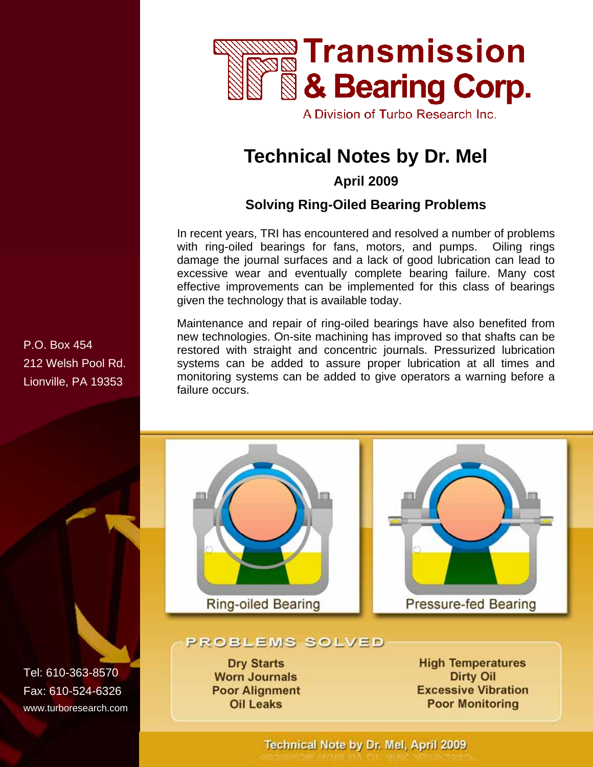# Transmission & Bearing Corp.

A Division of Turbo Research Inc.

## Technical Notes by Dr. Mel

**April 2009**

### Solving Ring-Oiled Bearing Problems

In recent years, TRI has encountered and resolved a number of problems with ring-oiled bearings for fans, motors, and pumps. Oiling rings damage the journal surfaces and a lack of good lubrication can lead to excessive wear and eventually complete bearing failure. Many cost effective improvements can be implemented for this class of bearings given the technology that is available today.

Maintenance and repair of ring-oiled bearings have also benefited from new technologies. On-site machining has improved so that shafts can be restored with straight and concentric journals. Pressurized lubrication systems can be added to assure proper lubrication at all times and monitoring systems can be added to give operators a warning before a failure occurs.

Ring-oiled Bearing

Pressure-fed Bearing

**PROBLEMS SOLVED**

- Dry Starts
- Worn Journals
- Poor Alignment
- Oil Leaks
- High Temperatures
- Dirty Oil
- Excessive Vibration
- Poor Monitoring

P.O. Box 454
212 Welsh Pool Rd.
Lionville, PA 19353

Tel: 610-363-8570
Fax: 610-524-6326
www.turboresearch.com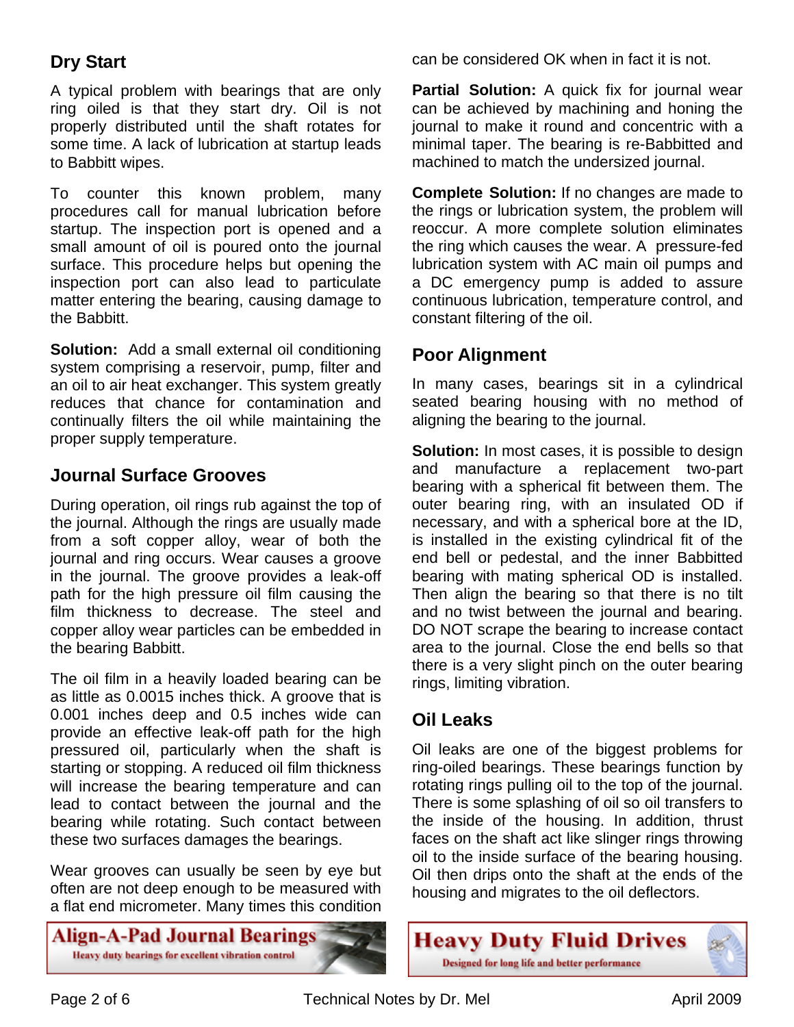## Dry Start

A typical problem with bearings that are only ring oiled is that they start dry. Oil is not properly distributed until the shaft rotates for some time. A lack of lubrication at startup leads to Babbitt wipes.

To counter this known problem, many procedures call for manual lubrication before startup. The inspection port is opened and a small amount of oil is poured onto the journal surface. This procedure helps but opening the inspection port can also lead to particulate matter entering the bearing, causing damage to the Babbitt.

**Solution:** Add a small external oil conditioning system comprising a reservoir, pump, filter and an oil to air heat exchanger. This system greatly reduces that chance for contamination and continually filters the oil while maintaining the proper supply temperature.

## Journal Surface Grooves

During operation, oil rings rub against the top of the journal. Although the rings are usually made from a soft copper alloy, wear of both the journal and ring occurs. Wear causes a groove in the journal. The groove provides a leak-off path for the high pressure oil film causing the film thickness to decrease. The steel and copper alloy wear particles can be embedded in the bearing Babbitt.

The oil film in a heavily loaded bearing can be as little as 0.0015 inches thick. A groove that is 0.001 inches deep and 0.5 inches wide can provide an effective leak-off path for the high pressured oil, particularly when the shaft is starting or stopping. A reduced oil film thickness will increase the bearing temperature and can lead to contact between the journal and the bearing while rotating. Such contact between these two surfaces damages the bearings.

Wear grooves can usually be seen by eye but often are not deep enough to be measured with a flat end micrometer. Many times this condition can be considered OK when in fact it is not.

**Partial Solution:** A quick fix for journal wear can be achieved by machining and honing the journal to make it round and concentric with a minimal taper. The bearing is re-Babbitted and machined to match the undersized journal.

**Complete Solution:** If no changes are made to the rings or lubrication system, the problem will reoccur. A more complete solution eliminates the ring which causes the wear. A pressure-fed lubrication system with AC main oil pumps and a DC emergency pump is added to assure continuous lubrication, temperature control, and constant filtering of the oil.

## Poor Alignment

In many cases, bearings sit in a cylindrical seated bearing housing with no method of aligning the bearing to the journal.

**Solution:** In most cases, it is possible to design and manufacture a replacement two-part bearing with a spherical fit between them. The outer bearing ring, with an insulated OD if necessary, and with a spherical bore at the ID, is installed in the existing cylindrical fit of the end bell or pedestal, and the inner Babbitted bearing with mating spherical OD is installed. Then align the bearing so that there is no tilt and no twist between the journal and bearing. DO NOT scrape the bearing to increase contact area to the journal. Close the end bells so that there is a very slight pinch on the outer bearing rings, limiting vibration.

## Oil Leaks

Oil leaks are one of the biggest problems for ring-oiled bearings. These bearings function by rotating rings pulling oil to the top of the journal. There is some splashing of oil so oil transfers to the inside of the housing. In addition, thrust faces on the shaft act like slinger rings throwing oil to the inside surface of the bearing housing. Oil then drips onto the shaft at the ends of the housing and migrates to the oil deflectors.

**Align-A-Pad Journal Bearings**
Heavy duty bearings for excellent vibration control

**Heavy Duty Fluid Drives**
Designed for long life and better performance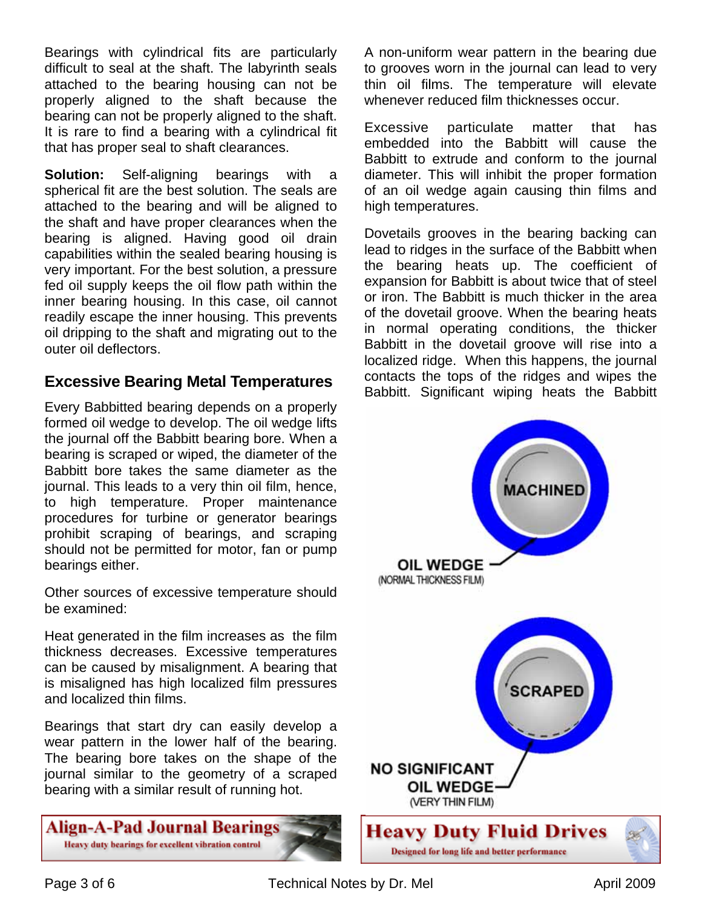Bearings with cylindrical fits are particularly difficult to seal at the shaft. The labyrinth seals attached to the bearing housing can not be properly aligned to the shaft because the bearing can not be properly aligned to the shaft. It is rare to find a bearing with a cylindrical fit that has proper seal to shaft clearances.

**Solution:** Self-aligning bearings with a spherical fit are the best solution. The seals are attached to the bearing and will be aligned to the shaft and have proper clearances when the bearing is aligned. Having good oil drain capabilities within the sealed bearing housing is very important. For the best solution, a pressure fed oil supply keeps the oil flow path within the inner bearing housing. In this case, oil cannot readily escape the inner housing. This prevents oil dripping to the shaft and migrating out to the outer oil deflectors.

## Excessive Bearing Metal Temperatures

Every Babbitted bearing depends on a properly formed oil wedge to develop. The oil wedge lifts the journal off the Babbitt bearing bore. When a bearing is scraped or wiped, the diameter of the Babbitt bore takes the same diameter as the journal. This leads to a very thin oil film, hence, to high temperature. Proper maintenance procedures for turbine or generator bearings prohibit scraping of bearings, and scraping should not be permitted for motor, fan or pump bearings either.

Other sources of excessive temperature should be examined:

Heat generated in the film increases as the film thickness decreases. Excessive temperatures can be caused by misalignment. A bearing that is misaligned has high localized film pressures and localized thin films.

Bearings that start dry can easily develop a wear pattern in the lower half of the bearing. The bearing bore takes on the shape of the journal similar to the geometry of a scraped bearing with a similar result of running hot.

A non-uniform wear pattern in the bearing due to grooves worn in the journal can lead to very thin oil films. The temperature will elevate whenever reduced film thicknesses occur.

Excessive particulate matter that has embedded into the Babbitt will cause the Babbitt to extrude and conform to the journal diameter. This will inhibit the proper formation of an oil wedge again causing thin films and high temperatures.

Dovetails grooves in the bearing backing can lead to ridges in the surface of the Babbitt when the bearing heats up. The coefficient of expansion for Babbitt is about twice that of steel or iron. The Babbitt is much thicker in the area of the dovetail groove. When the bearing heats in normal operating conditions, the thicker Babbitt in the dovetail groove will rise into a localized ridge. When this happens, the journal contacts the tops of the ridges and wipes the Babbitt. Significant wiping heats the Babbitt

MACHINED

OIL WEDGE (NORMAL THICKNESS FILM)

SCRAPED

NO SIGNIFICANT OIL WEDGE (VERY THIN FILM)

**Align-A-Pad Journal Bearings**
Heavy duty bearings for excellent vibration control

**Heavy Duty Fluid Drives**
Designed for long life and better performance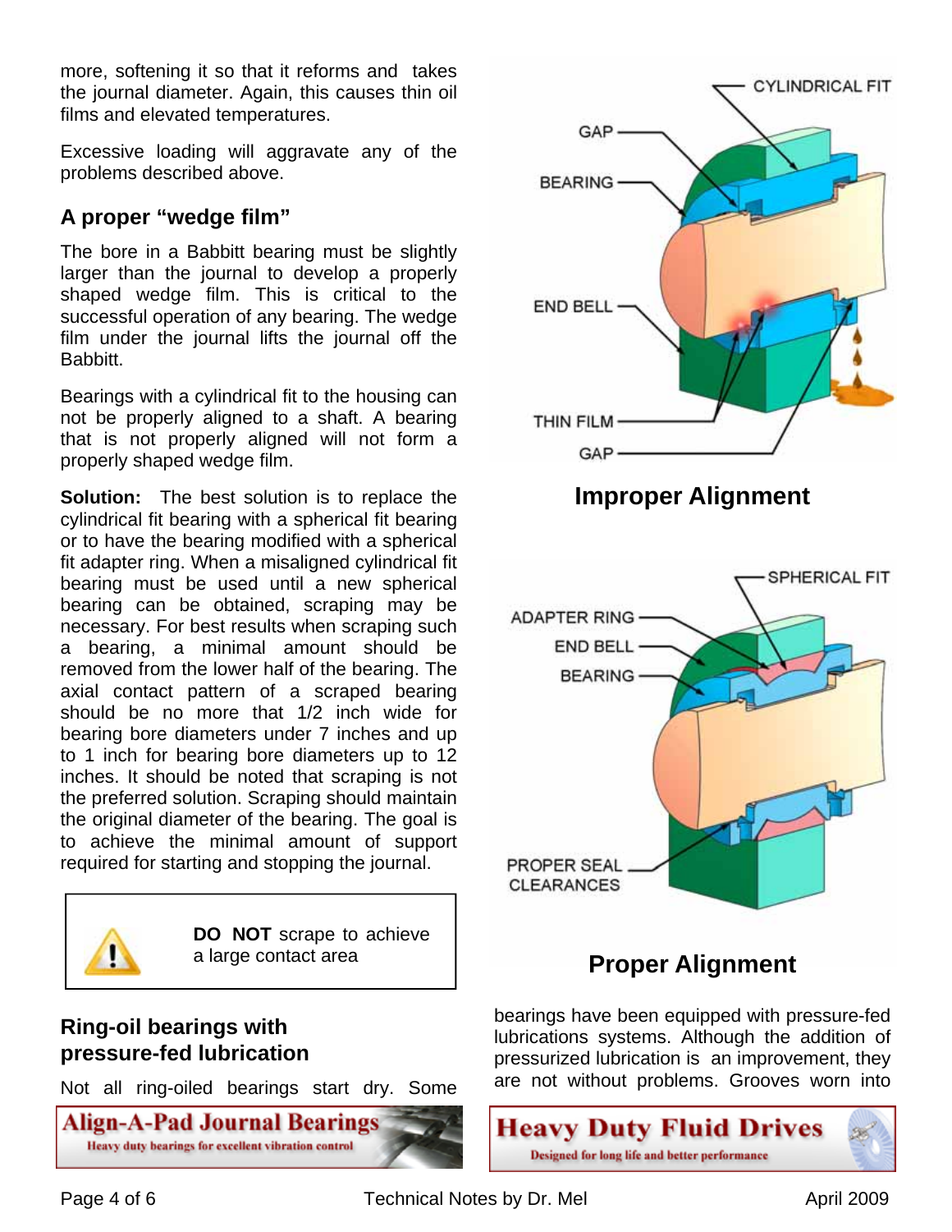more, softening it so that it reforms and takes the journal diameter. Again, this causes thin oil films and elevated temperatures.

Excessive loading will aggravate any of the problems described above.

## A proper "wedge film"

The bore in a Babbitt bearing must be slightly larger than the journal to develop a properly shaped wedge film. This is critical to the successful operation of any bearing. The wedge film under the journal lifts the journal off the Babbitt.

Bearings with a cylindrical fit to the housing can not be properly aligned to a shaft. A bearing that is not properly aligned will not form a properly shaped wedge film.

**Solution:** The best solution is to replace the cylindrical fit bearing with a spherical fit bearing or to have the bearing modified with a spherical fit adapter ring. When a misaligned cylindrical fit bearing must be used until a new spherical bearing can be obtained, scraping may be necessary. For best results when scraping such a bearing, a minimal amount should be removed from the lower half of the bearing. The axial contact pattern of a scraped bearing should be no more that 1/2 inch wide for bearing bore diameters under 7 inches and up to 1 inch for bearing bore diameters up to 12 inches. It should be noted that scraping is not the preferred solution. Scraping should maintain the original diameter of the bearing. The goal is to achieve the minimal amount of support required for starting and stopping the journal.

> ⚠ **DO NOT** scrape to achieve a large contact area

CYLINDRICAL FIT, GAP, BEARING, END BELL, THIN FILM, GAP

**Improper Alignment**

SPHERICAL FIT, ADAPTER RING, END BELL, BEARING, PROPER SEAL CLEARANCES

**Proper Alignment**

## Ring-oil bearings with pressure-fed lubrication

Not all ring-oiled bearings start dry. Some bearings have been equipped with pressure-fed lubrications systems. Although the addition of pressurized lubrication is an improvement, they are not without problems. Grooves worn into

**Align-A-Pad Journal Bearings**
Heavy duty bearings for excellent vibration control

**Heavy Duty Fluid Drives**
Designed for long life and better performance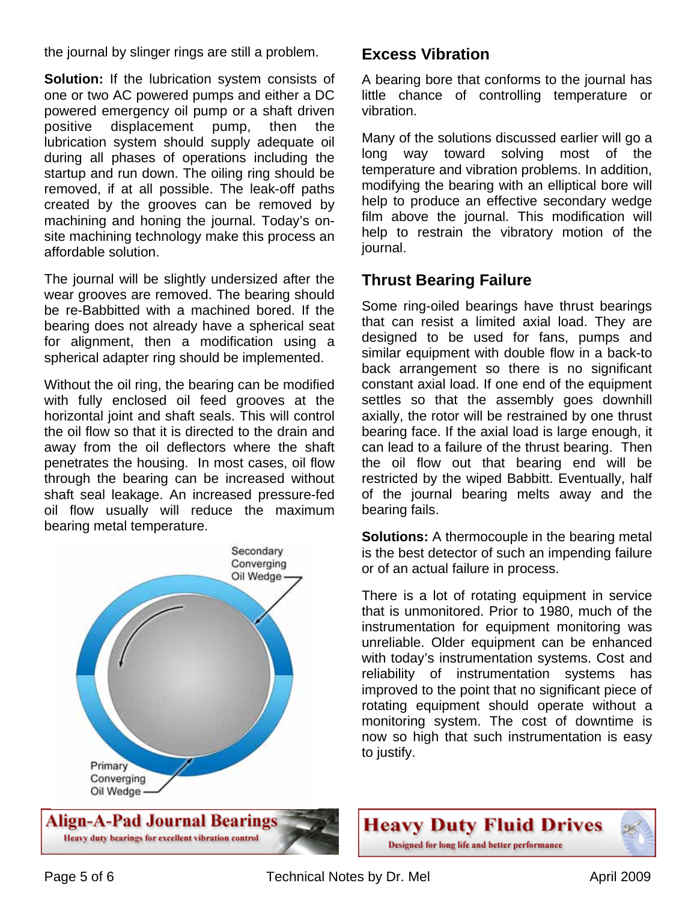the journal by slinger rings are still a problem.

**Solution:** If the lubrication system consists of one or two AC powered pumps and either a DC powered emergency oil pump or a shaft driven positive displacement pump, then the lubrication system should supply adequate oil during all phases of operations including the startup and run down. The oiling ring should be removed, if at all possible. The leak-off paths created by the grooves can be removed by machining and honing the journal. Today's on-site machining technology make this process an affordable solution.

The journal will be slightly undersized after the wear grooves are removed. The bearing should be re-Babbitted with a machined bored. If the bearing does not already have a spherical seat for alignment, then a modification using a spherical adapter ring should be implemented.

Without the oil ring, the bearing can be modified with fully enclosed oil feed grooves at the horizontal joint and shaft seals. This will control the oil flow so that it is directed to the drain and away from the oil deflectors where the shaft penetrates the housing. In most cases, oil flow through the bearing can be increased without shaft seal leakage. An increased pressure-fed oil flow usually will reduce the maximum bearing metal temperature.

Secondary Converging Oil Wedge

Primary Converging Oil Wedge

**Align-A-Pad Journal Bearings**
Heavy duty bearings for excellent vibration control

## Excess Vibration

A bearing bore that conforms to the journal has little chance of controlling temperature or vibration.

Many of the solutions discussed earlier will go a long way toward solving most of the temperature and vibration problems. In addition, modifying the bearing with an elliptical bore will help to produce an effective secondary wedge film above the journal. This modification will help to restrain the vibratory motion of the journal.

## Thrust Bearing Failure

Some ring-oiled bearings have thrust bearings that can resist a limited axial load. They are designed to be used for fans, pumps and similar equipment with double flow in a back-to back arrangement so there is no significant constant axial load. If one end of the equipment settles so that the assembly goes downhill axially, the rotor will be restrained by one thrust bearing face. If the axial load is large enough, it can lead to a failure of the thrust bearing. Then the oil flow out that bearing end will be restricted by the wiped Babbitt. Eventually, half of the journal bearing melts away and the bearing fails.

**Solutions:** A thermocouple in the bearing metal is the best detector of such an impending failure or of an actual failure in process.

There is a lot of rotating equipment in service that is unmonitored. Prior to 1980, much of the instrumentation for equipment monitoring was unreliable. Older equipment can be enhanced with today's instrumentation systems. Cost and reliability of instrumentation systems has improved to the point that no significant piece of rotating equipment should operate without a monitoring system. The cost of downtime is now so high that such instrumentation is easy to justify.

**Heavy Duty Fluid Drives**
Designed for long life and better performance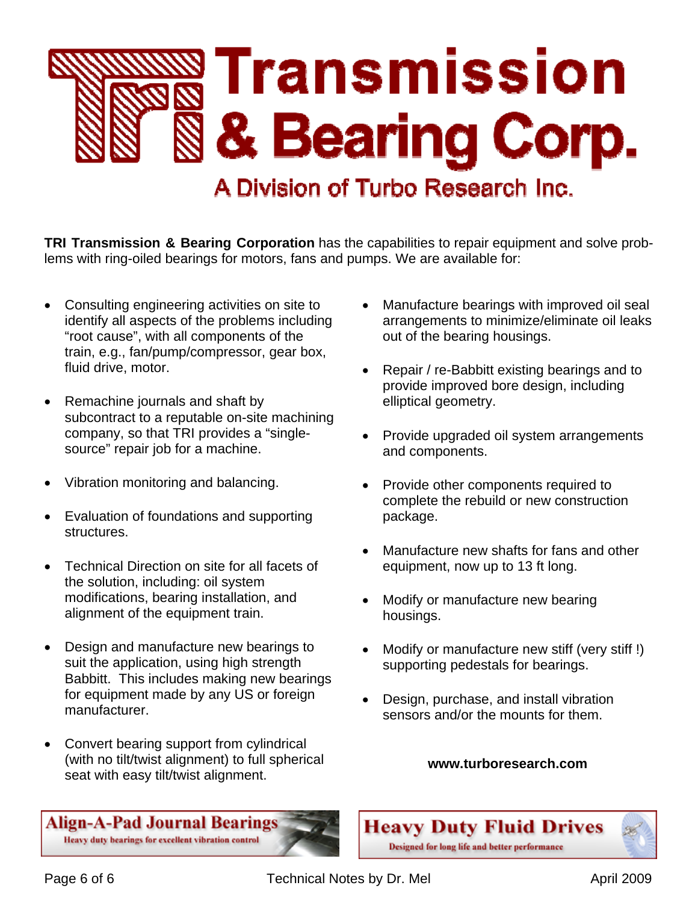# TRI Transmission & Bearing Corp.

## A Division of Turbo Research Inc.

**TRI Transmission & Bearing Corporation** has the capabilities to repair equipment and solve problems with ring-oiled bearings for motors, fans and pumps. We are available for:

- Consulting engineering activities on site to identify all aspects of the problems including "root cause", with all components of the train, e.g., fan/pump/compressor, gear box, fluid drive, motor.
- Remachine journals and shaft by subcontract to a reputable on-site machining company, so that TRI provides a "single-source" repair job for a machine.
- Vibration monitoring and balancing.
- Evaluation of foundations and supporting structures.
- Technical Direction on site for all facets of the solution, including: oil system modifications, bearing installation, and alignment of the equipment train.
- Design and manufacture new bearings to suit the application, using high strength Babbitt. This includes making new bearings for equipment made by any US or foreign manufacturer.
- Convert bearing support from cylindrical (with no tilt/twist alignment) to full spherical seat with easy tilt/twist alignment.
- Manufacture bearings with improved oil seal arrangements to minimize/eliminate oil leaks out of the bearing housings.
- Repair / re-Babbitt existing bearings and to provide improved bore design, including elliptical geometry.
- Provide upgraded oil system arrangements and components.
- Provide other components required to complete the rebuild or new construction package.
- Manufacture new shafts for fans and other equipment, now up to 13 ft long.
- Modify or manufacture new bearing housings.
- Modify or manufacture new stiff (very stiff !) supporting pedestals for bearings.
- Design, purchase, and install vibration sensors and/or the mounts for them.

**www.turboresearch.com**

**Align-A-Pad Journal Bearings**
Heavy duty bearings for excellent vibration control

**Heavy Duty Fluid Drives**
Designed for long life and better performance